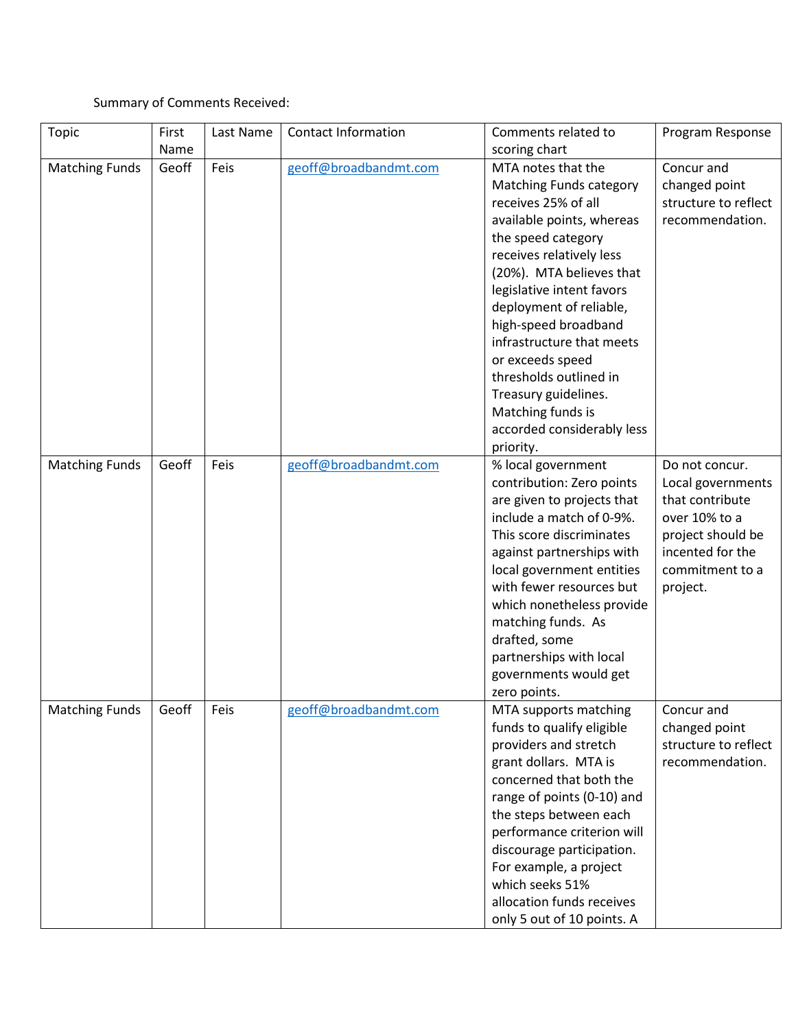Summary of Comments Received:

| Topic | First Name | Last Name | Contact Information | Comments related to scoring chart | Program Response |
| --- | --- | --- | --- | --- | --- |
| Matching Funds | Geoff | Feis | geoff@broadbandmt.com | MTA notes that the Matching Funds category receives 25% of all available points, whereas the speed category receives relatively less (20%). MTA believes that legislative intent favors deployment of reliable, high-speed broadband infrastructure that meets or exceeds speed thresholds outlined in Treasury guidelines. Matching funds is accorded considerably less priority. | Concur and changed point structure to reflect recommendation. |
| Matching Funds | Geoff | Feis | geoff@broadbandmt.com | % local government contribution: Zero points are given to projects that include a match of 0-9%. This score discriminates against partnerships with local government entities with fewer resources but which nonetheless provide matching funds. As drafted, some partnerships with local governments would get zero points. | Do not concur. Local governments that contribute over 10% to a project should be incented for the commitment to a project. |
| Matching Funds | Geoff | Feis | geoff@broadbandmt.com | MTA supports matching funds to qualify eligible providers and stretch grant dollars. MTA is concerned that both the range of points (0-10) and the steps between each performance criterion will discourage participation. For example, a project which seeks 51% allocation funds receives only 5 out of 10 points. A | Concur and changed point structure to reflect recommendation. |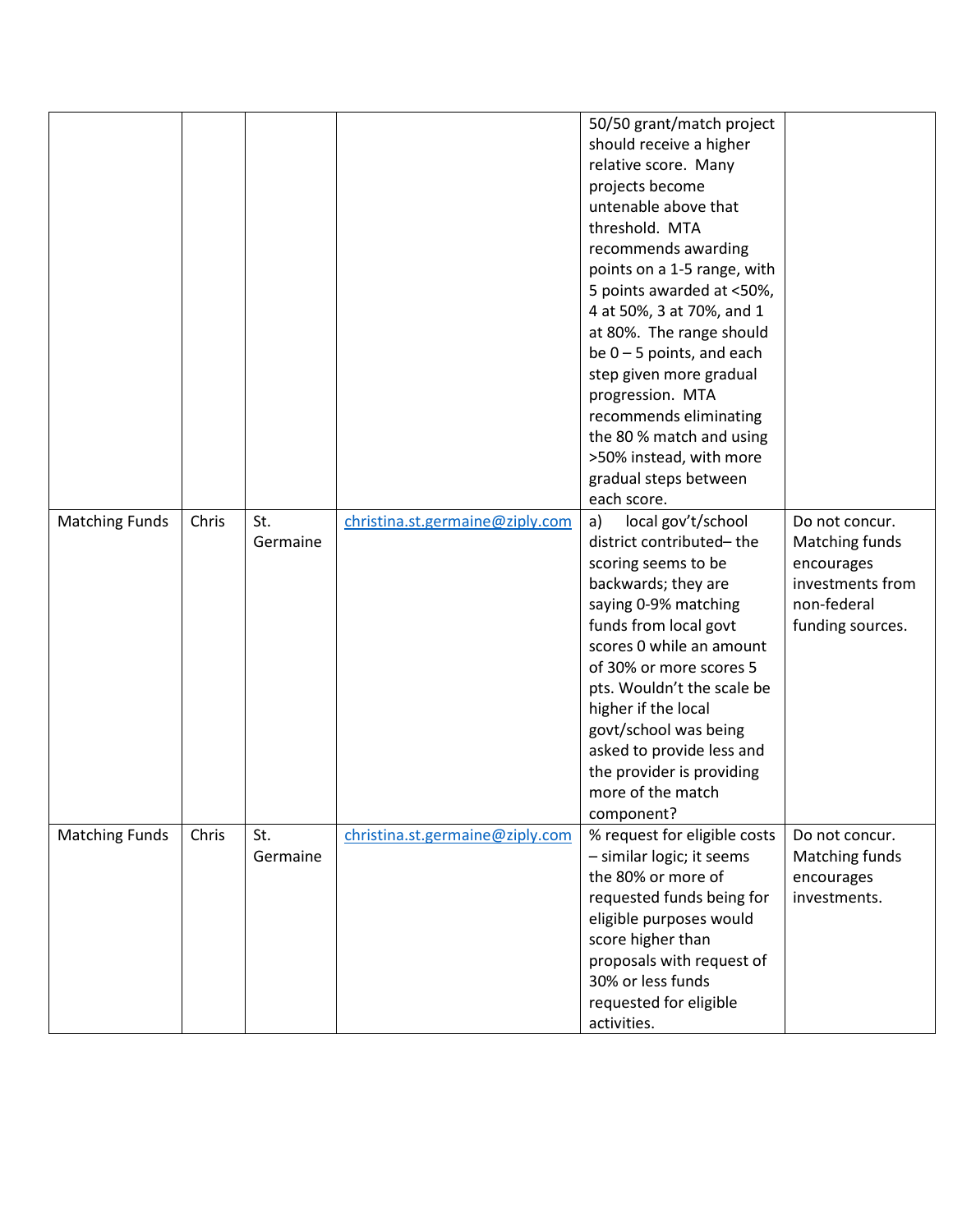| | | | | | |
|---|---|---|---|---|---|
| | | | | 50/50 grant/match project should receive a higher relative score. Many projects become untenable above that threshold. MTA recommends awarding points on a 1-5 range, with 5 points awarded at <50%, 4 at 50%, 3 at 70%, and 1 at 80%. The range should be 0 – 5 points, and each step given more gradual progression. MTA recommends eliminating the 80 % match and using >50% instead, with more gradual steps between each score. | |
| Matching Funds | Chris | St. Germaine | christina.st.germaine@ziply.com | a) local gov't/school district contributed– the scoring seems to be backwards; they are saying 0-9% matching funds from local govt scores 0 while an amount of 30% or more scores 5 pts. Wouldn't the scale be higher if the local govt/school was being asked to provide less and the provider is providing more of the match component? | Do not concur. Matching funds encourages investments from non-federal funding sources. |
| Matching Funds | Chris | St. Germaine | christina.st.germaine@ziply.com | % request for eligible costs – similar logic; it seems the 80% or more of requested funds being for eligible purposes would score higher than proposals with request of 30% or less funds requested for eligible activities. | Do not concur. Matching funds encourages investments. |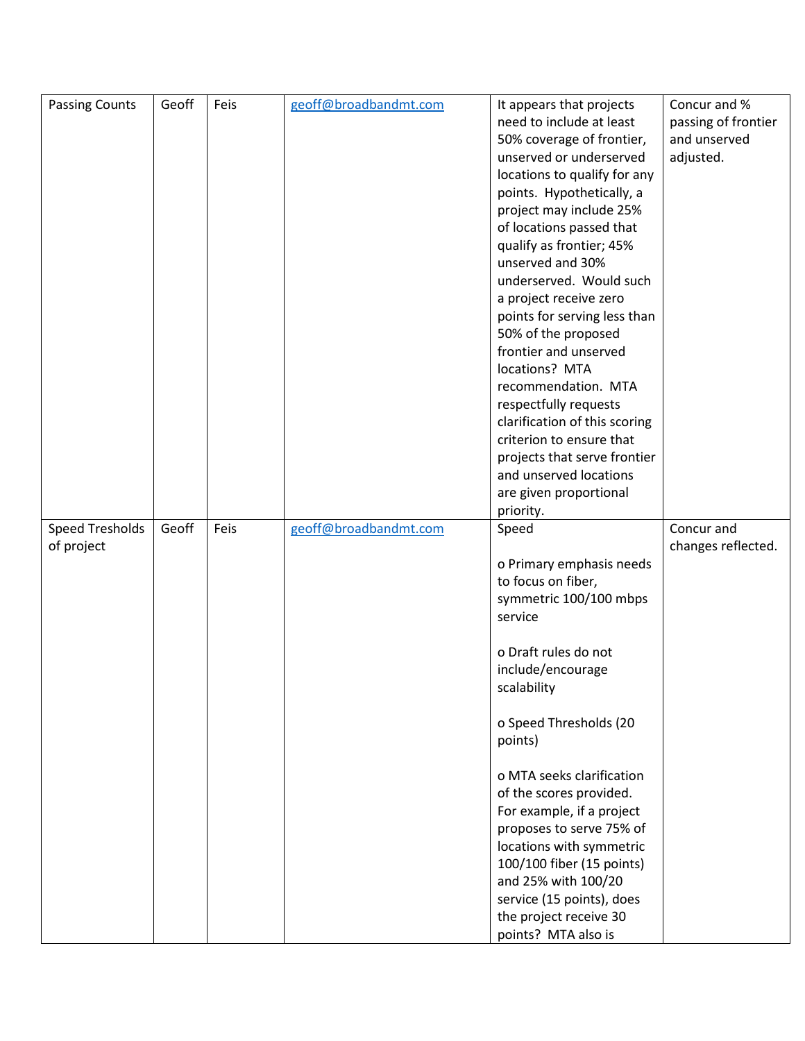| | | | | | |
|---|---|---|---|---|---|
| Passing Counts | Geoff | Feis | geoff@broadbandmt.com | It appears that projects need to include at least 50% coverage of frontier, unserved or underserved locations to qualify for any points. Hypothetically, a project may include 25% of locations passed that qualify as frontier; 45% unserved and 30% underserved. Would such a project receive zero points for serving less than 50% of the proposed frontier and unserved locations? MTA recommendation. MTA respectfully requests clarification of this scoring criterion to ensure that projects that serve frontier and unserved locations are given proportional priority. | Concur and % passing of frontier and unserved adjusted. |
| Speed Tresholds of project | Geoff | Feis | geoff@broadbandmt.com | Speed<br><br>o Primary emphasis needs to focus on fiber, symmetric 100/100 mbps service<br><br>o Draft rules do not include/encourage scalability<br><br>o Speed Thresholds (20 points)<br><br>o MTA seeks clarification of the scores provided. For example, if a project proposes to serve 75% of locations with symmetric 100/100 fiber (15 points) and 25% with 100/20 service (15 points), does the project receive 30 points? MTA also is | Concur and changes reflected. |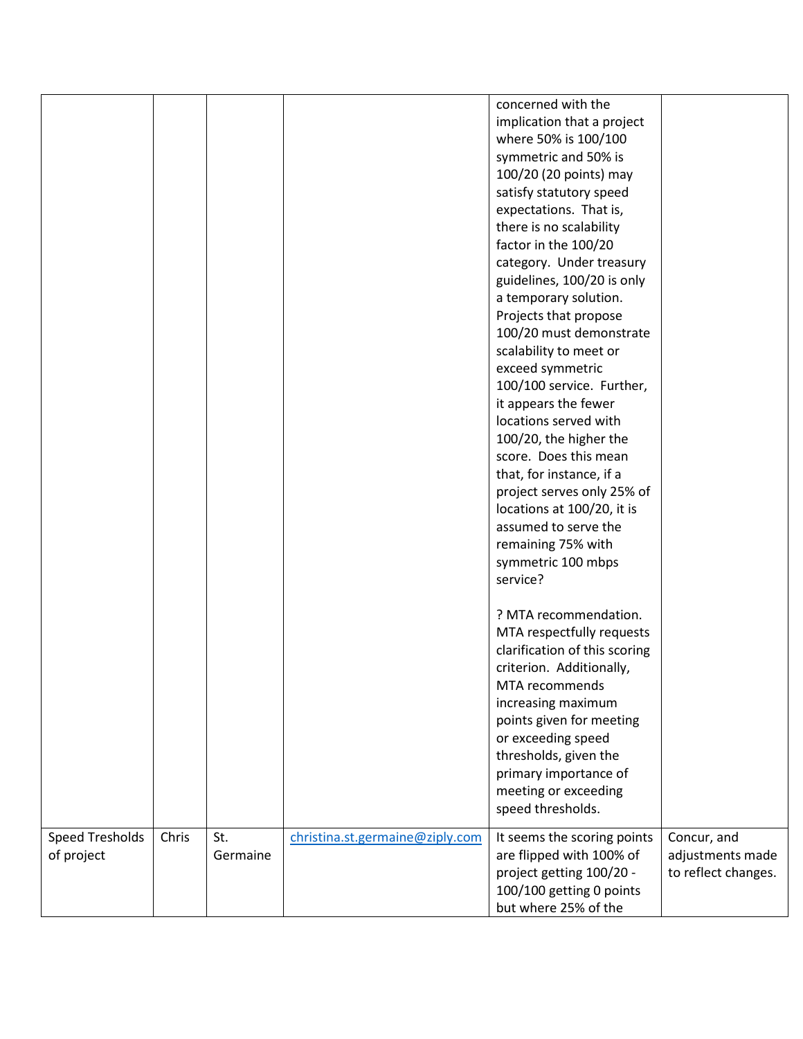| | | | | | |
|---|---|---|---|---|---|
| | | | | concerned with the implication that a project where 50% is 100/100 symmetric and 50% is 100/20 (20 points) may satisfy statutory speed expectations. That is, there is no scalability factor in the 100/20 category. Under treasury guidelines, 100/20 is only a temporary solution. Projects that propose 100/20 must demonstrate scalability to meet or exceed symmetric 100/100 service. Further, it appears the fewer locations served with 100/20, the higher the score. Does this mean that, for instance, if a project serves only 25% of locations at 100/20, it is assumed to serve the remaining 75% with symmetric 100 mbps service?<br><br>? MTA recommendation. MTA respectfully requests clarification of this scoring criterion. Additionally, MTA recommends increasing maximum points given for meeting or exceeding speed thresholds, given the primary importance of meeting or exceeding speed thresholds. | |
| Speed Tresholds of project | Chris | St. Germaine | christina.st.germaine@ziply.com | It seems the scoring points are flipped with 100% of project getting 100/20 - 100/100 getting 0 points but where 25% of the | Concur, and adjustments made to reflect changes. |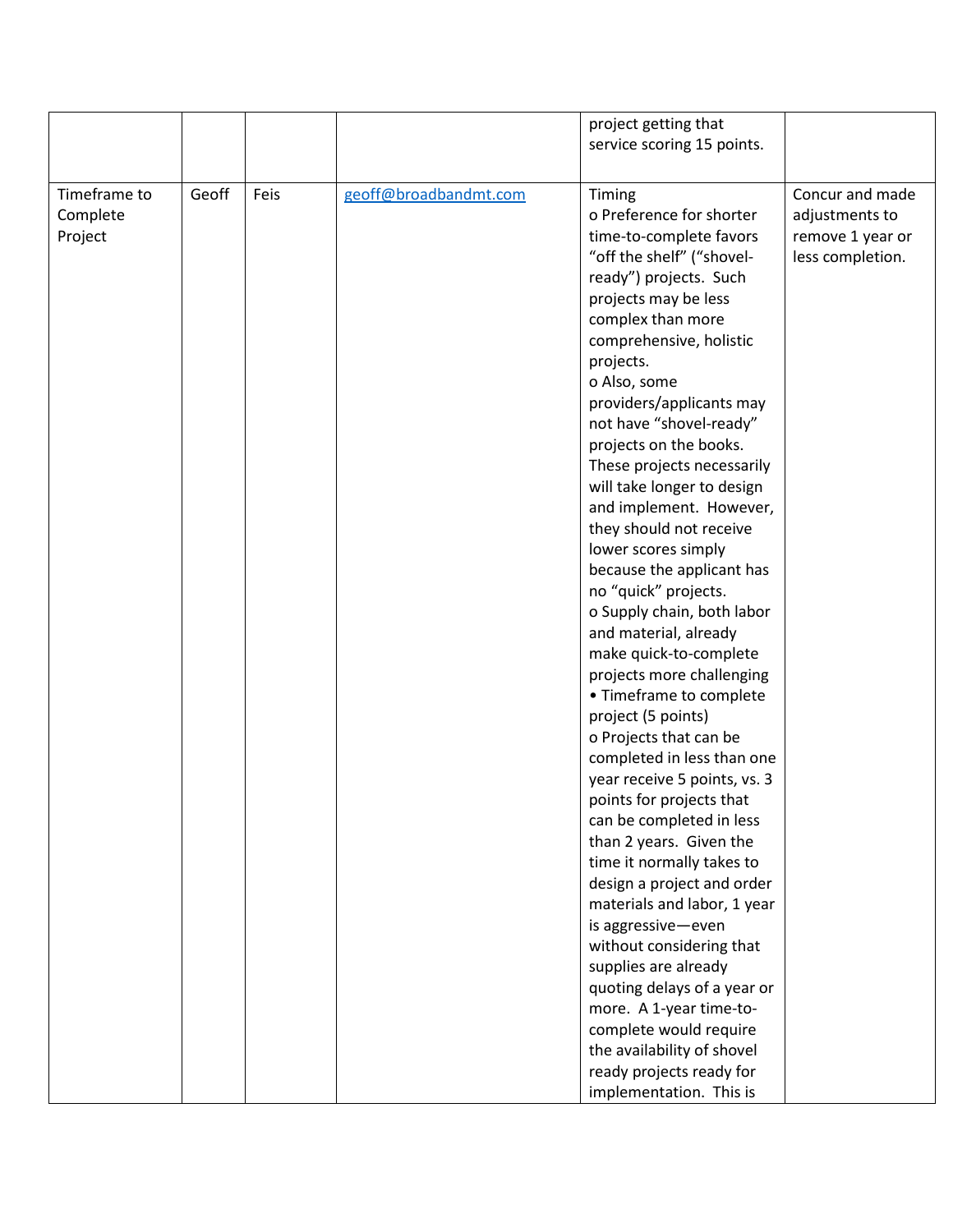|  |  |  |  |  |  |
|---|---|---|---|---|---|
|  |  |  |  | project getting that service scoring 15 points. |  |
| Timeframe to Complete Project | Geoff | Feis | geoff@broadbandmt.com | Timing<br>o Preference for shorter time-to-complete favors “off the shelf” (“shovel-ready”) projects. Such projects may be less complex than more comprehensive, holistic projects.<br>o Also, some providers/applicants may not have “shovel-ready” projects on the books. These projects necessarily will take longer to design and implement. However, they should not receive lower scores simply because the applicant has no “quick” projects.<br>o Supply chain, both labor and material, already make quick-to-complete projects more challenging<br>• Timeframe to complete project (5 points)<br>o Projects that can be completed in less than one year receive 5 points, vs. 3 points for projects that can be completed in less than 2 years. Given the time it normally takes to design a project and order materials and labor, 1 year is aggressive—even without considering that supplies are already quoting delays of a year or more. A 1-year time-to-complete would require the availability of shovel ready projects ready for implementation. This is | Concur and made adjustments to remove 1 year or less completion. |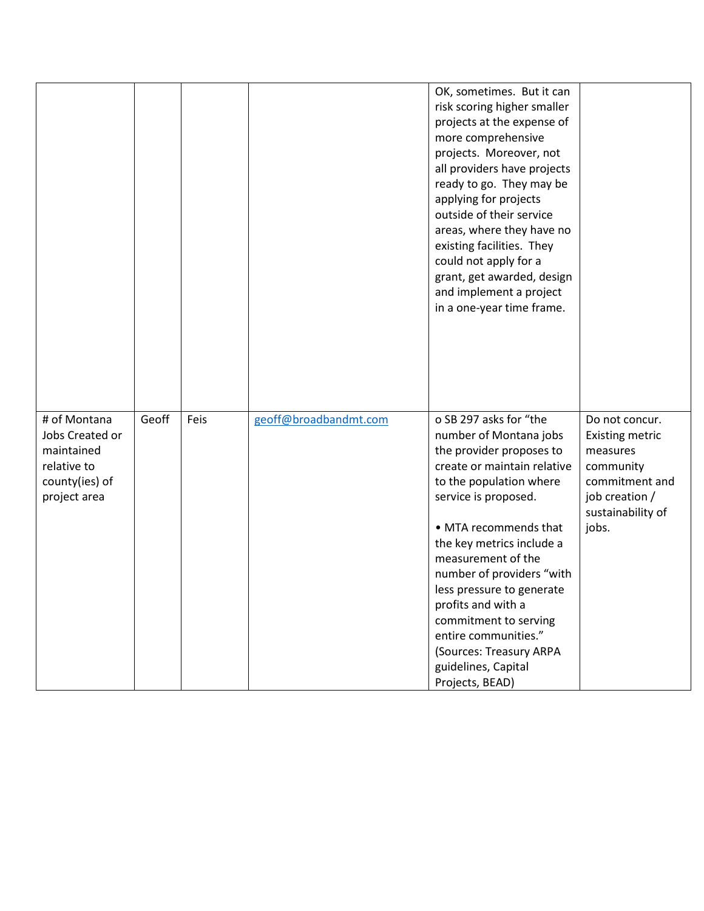| | | | | | |
|---|---|---|---|---|---|
| | | | | OK, sometimes. But it can risk scoring higher smaller projects at the expense of more comprehensive projects. Moreover, not all providers have projects ready to go. They may be applying for projects outside of their service areas, where they have no existing facilities. They could not apply for a grant, get awarded, design and implement a project in a one-year time frame. | |
| # of Montana Jobs Created or maintained relative to county(ies) of project area | Geoff | Feis | geoff@broadbandmt.com | o SB 297 asks for "the number of Montana jobs the provider proposes to create or maintain relative to the population where service is proposed.<br><br>• MTA recommends that the key metrics include a measurement of the number of providers "with less pressure to generate profits and with a commitment to serving entire communities." (Sources: Treasury ARPA guidelines, Capital Projects, BEAD) | Do not concur. Existing metric measures community commitment and job creation / sustainability of jobs. |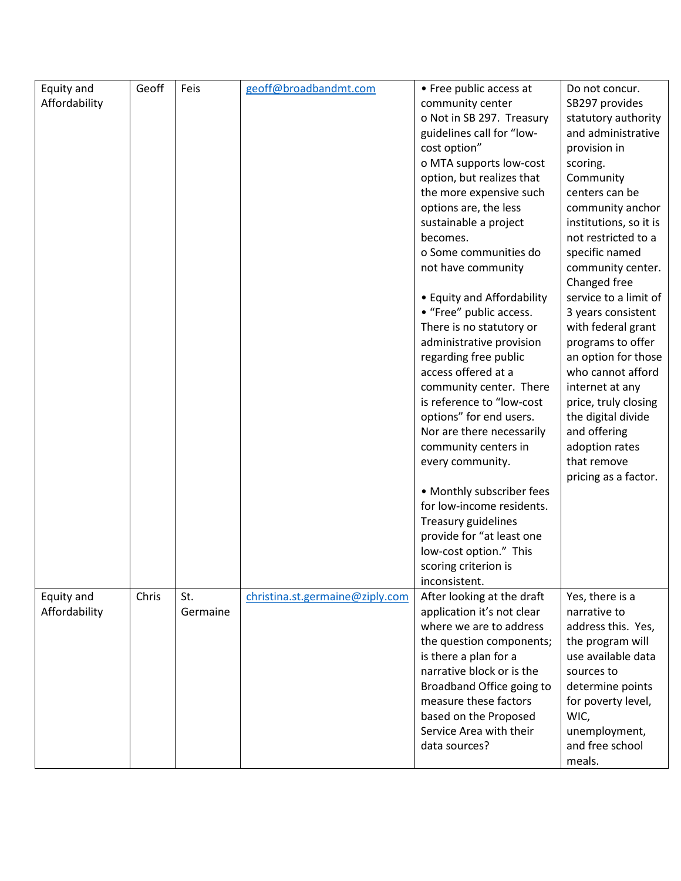| | | | | | |
|---|---|---|---|---|---|
| Equity and Affordability | Geoff | Feis | geoff@broadbandmt.com | • Free public access at community center<br>o Not in SB 297. Treasury guidelines call for "low-cost option"<br>o MTA supports low-cost option, but realizes that the more expensive such options are, the less sustainable a project becomes.<br>o Some communities do not have community<br><br>• Equity and Affordability<br>• "Free" public access. There is no statutory or administrative provision regarding free public access offered at a community center. There is reference to "low-cost options" for end users. Nor are there necessarily community centers in every community.<br><br>• Monthly subscriber fees for low-income residents. Treasury guidelines provide for "at least one low-cost option." This scoring criterion is inconsistent. | Do not concur. SB297 provides statutory authority and administrative provision in scoring. Community centers can be community anchor institutions, so it is not restricted to a specific named community center. Changed free service to a limit of 3 years consistent with federal grant programs to offer an option for those who cannot afford internet at any price, truly closing the digital divide and offering adoption rates that remove pricing as a factor. |
| Equity and Affordability | Chris | St. Germaine | christina.st.germaine@ziply.com | After looking at the draft application it's not clear where we are to address the question components; is there a plan for a narrative block or is the Broadband Office going to measure these factors based on the Proposed Service Area with their data sources? | Yes, there is a narrative to address this. Yes, the program will use available data sources to determine points for poverty level, WIC, unemployment, and free school meals. |